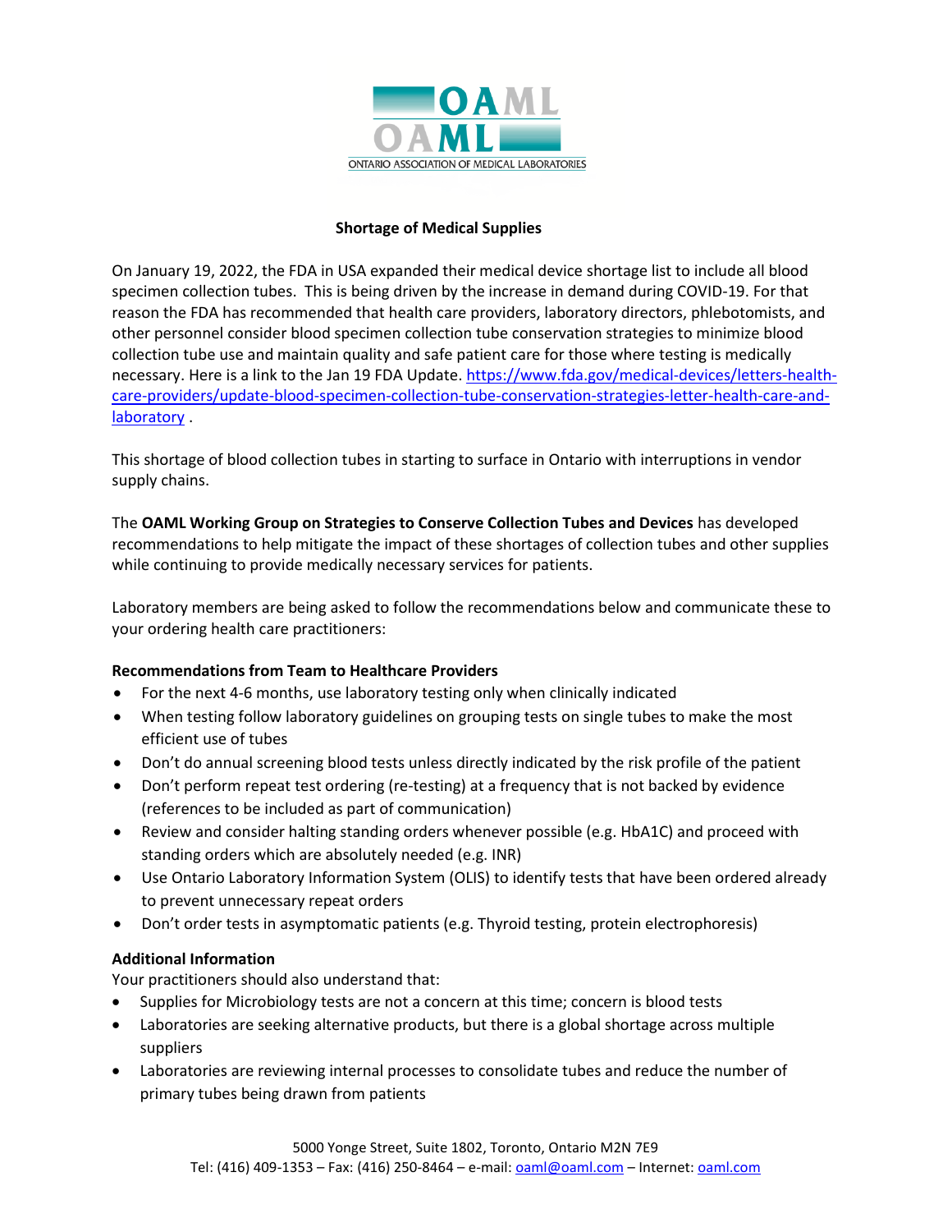# OAML

ONTARIO ASSOCIATION OF MEDICAL LABORATORIES

## Shortage of Medical Supplies

On January 19, 2022, the FDA in USA expanded their medical device shortage list to include all blood specimen collection tubes. This is being driven by the increase in demand during COVID-19. For that reason the FDA has recommended that health care providers, laboratory directors, phlebotomists, and other personnel consider blood specimen collection tube conservation strategies to minimize blood collection tube use and maintain quality and safe patient care for those where testing is medically necessary. Here is a link to the Jan 19 FDA Update. [https://www.fda.gov/medical-devices/letters-health-care-providers/update-blood-specimen-collection-tube-conservation-strategies-letter-health-care-and-laboratory](https://www.fda.gov/medical-devices/letters-health-care-providers/update-blood-specimen-collection-tube-conservation-strategies-letter-health-care-and-laboratory) .

This shortage of blood collection tubes in starting to surface in Ontario with interruptions in vendor supply chains.

The **OAML Working Group on Strategies to Conserve Collection Tubes and Devices** has developed recommendations to help mitigate the impact of these shortages of collection tubes and other supplies while continuing to provide medically necessary services for patients.

Laboratory members are being asked to follow the recommendations below and communicate these to your ordering health care practitioners:

**Recommendations from Team to Healthcare Providers**

- For the next 4-6 months, use laboratory testing only when clinically indicated
- When testing follow laboratory guidelines on grouping tests on single tubes to make the most efficient use of tubes
- Don't do annual screening blood tests unless directly indicated by the risk profile of the patient
- Don't perform repeat test ordering (re-testing) at a frequency that is not backed by evidence (references to be included as part of communication)
- Review and consider halting standing orders whenever possible (e.g. HbA1C) and proceed with standing orders which are absolutely needed (e.g. INR)
- Use Ontario Laboratory Information System (OLIS) to identify tests that have been ordered already to prevent unnecessary repeat orders
- Don't order tests in asymptomatic patients (e.g. Thyroid testing, protein electrophoresis)

**Additional Information**

Your practitioners should also understand that:

- Supplies for Microbiology tests are not a concern at this time; concern is blood tests
- Laboratories are seeking alternative products, but there is a global shortage across multiple suppliers
- Laboratories are reviewing internal processes to consolidate tubes and reduce the number of primary tubes being drawn from patients

5000 Yonge Street, Suite 1802, Toronto, Ontario M2N 7E9
Tel: (416) 409-1353 – Fax: (416) 250-8464 – e-mail: oaml@oaml.com – Internet: oaml.com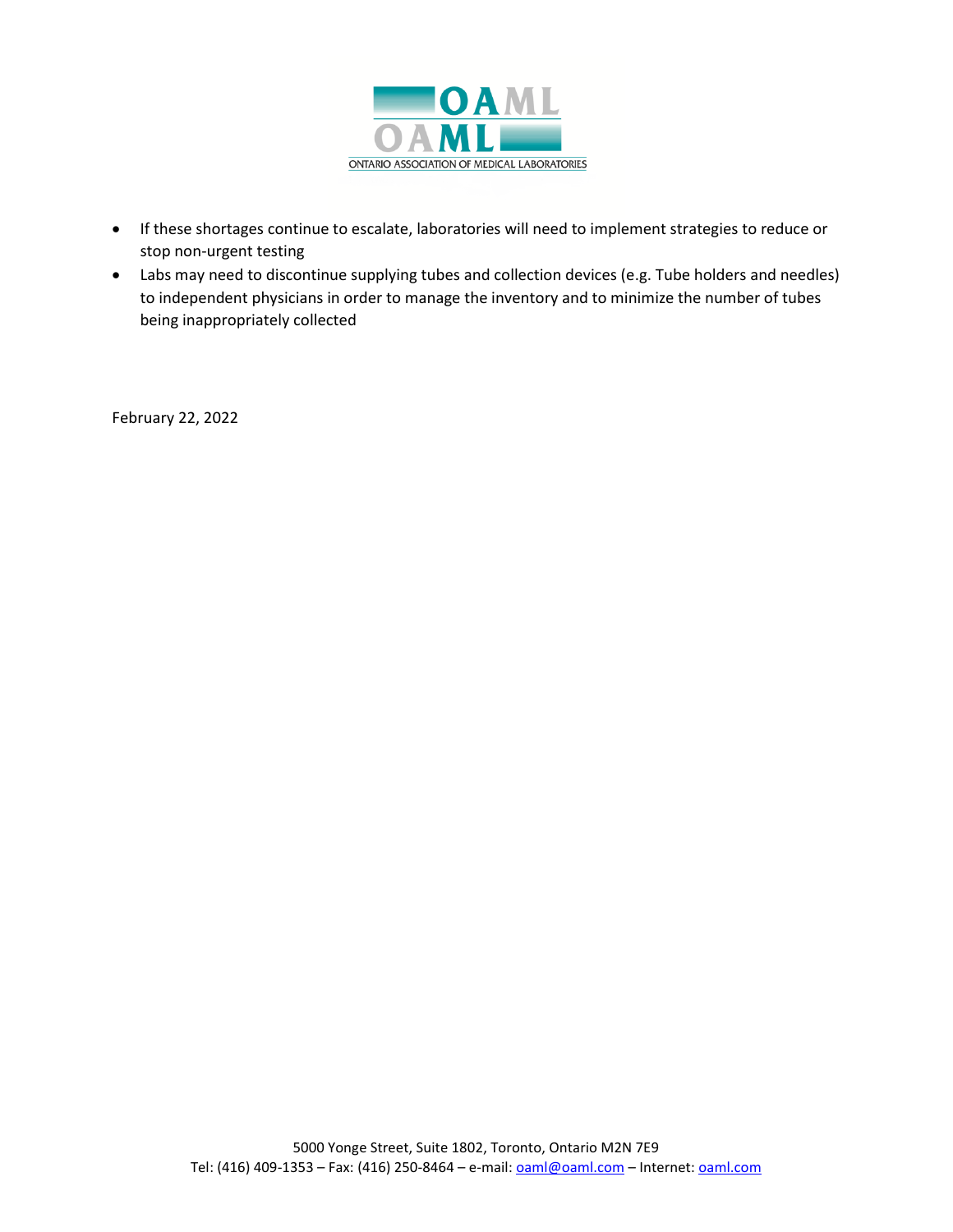- If these shortages continue to escalate, laboratories will need to implement strategies to reduce or stop non-urgent testing
- Labs may need to discontinue supplying tubes and collection devices (e.g. Tube holders and needles) to independent physicians in order to manage the inventory and to minimize the number of tubes being inappropriately collected

February 22, 2022